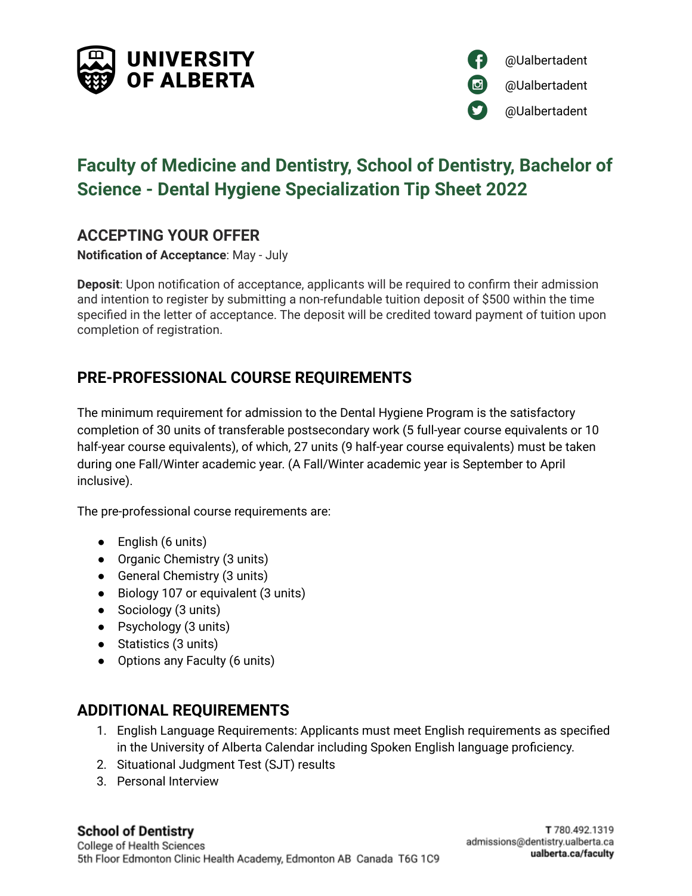UNIVERSITY OF ALBERTA

@Ualbertadent
@Ualbertadent
@Ualbertadent

# Faculty of Medicine and Dentistry, School of Dentistry, Bachelor of Science - Dental Hygiene Specialization Tip Sheet 2022

## ACCEPTING YOUR OFFER

**Notification of Acceptance**: May - July

**Deposit**: Upon notification of acceptance, applicants will be required to confirm their admission and intention to register by submitting a non-refundable tuition deposit of $500 within the time specified in the letter of acceptance. The deposit will be credited toward payment of tuition upon completion of registration.

## PRE-PROFESSIONAL COURSE REQUIREMENTS

The minimum requirement for admission to the Dental Hygiene Program is the satisfactory completion of 30 units of transferable postsecondary work (5 full-year course equivalents or 10 half-year course equivalents), of which, 27 units (9 half-year course equivalents) must be taken during one Fall/Winter academic year. (A Fall/Winter academic year is September to April inclusive).

The pre-professional course requirements are:

- English (6 units)
- Organic Chemistry (3 units)
- General Chemistry (3 units)
- Biology 107 or equivalent (3 units)
- Sociology (3 units)
- Psychology (3 units)
- Statistics (3 units)
- Options any Faculty (6 units)

## ADDITIONAL REQUIREMENTS

1. English Language Requirements: Applicants must meet English requirements as specified in the University of Alberta Calendar including Spoken English language proficiency.
2. Situational Judgment Test (SJT) results
3. Personal Interview

**School of Dentistry**
College of Health Sciences
5th Floor Edmonton Clinic Health Academy, Edmonton AB Canada T6G 1C9

**T** 780.492.1319
admissions@dentistry.ualberta.ca
**ualberta.ca/faculty**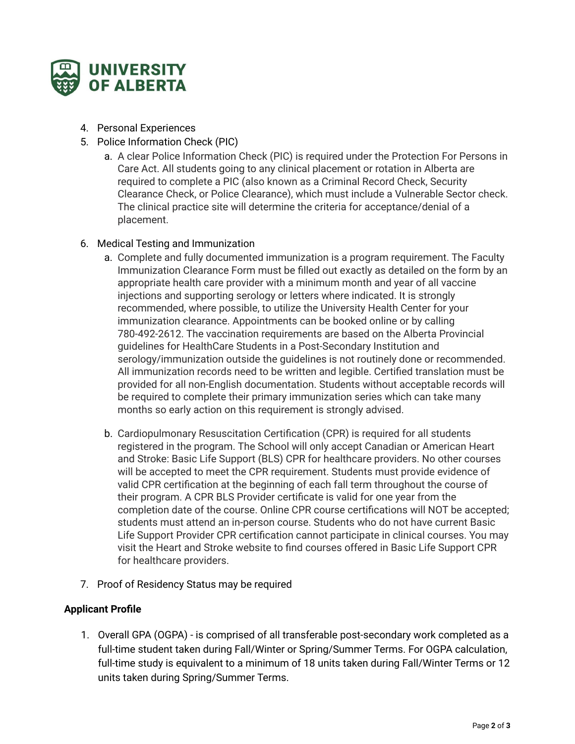4. Personal Experiences
5. Police Information Check (PIC)
   a. A clear Police Information Check (PIC) is required under the Protection For Persons in Care Act. All students going to any clinical placement or rotation in Alberta are required to complete a PIC (also known as a Criminal Record Check, Security Clearance Check, or Police Clearance), which must include a Vulnerable Sector check. The clinical practice site will determine the criteria for acceptance/denial of a placement.

6. Medical Testing and Immunization
   a. Complete and fully documented immunization is a program requirement. The Faculty Immunization Clearance Form must be filled out exactly as detailed on the form by an appropriate health care provider with a minimum month and year of all vaccine injections and supporting serology or letters where indicated. It is strongly recommended, where possible, to utilize the University Health Center for your immunization clearance. Appointments can be booked online or by calling 780-492-2612. The vaccination requirements are based on the Alberta Provincial guidelines for HealthCare Students in a Post-Secondary Institution and serology/immunization outside the guidelines is not routinely done or recommended. All immunization records need to be written and legible. Certified translation must be provided for all non-English documentation. Students without acceptable records will be required to complete their primary immunization series which can take many months so early action on this requirement is strongly advised.

   b. Cardiopulmonary Resuscitation Certification (CPR) is required for all students registered in the program. The School will only accept Canadian or American Heart and Stroke: Basic Life Support (BLS) CPR for healthcare providers. No other courses will be accepted to meet the CPR requirement. Students must provide evidence of valid CPR certification at the beginning of each fall term throughout the course of their program. A CPR BLS Provider certificate is valid for one year from the completion date of the course. Online CPR course certifications will NOT be accepted; students must attend an in-person course. Students who do not have current Basic Life Support Provider CPR certification cannot participate in clinical courses. You may visit the Heart and Stroke website to find courses offered in Basic Life Support CPR for healthcare providers.

7. Proof of Residency Status may be required

**Applicant Profile**

1. Overall GPA (OGPA) - is comprised of all transferable post-secondary work completed as a full-time student taken during Fall/Winter or Spring/Summer Terms. For OGPA calculation, full-time study is equivalent to a minimum of 18 units taken during Fall/Winter Terms or 12 units taken during Spring/Summer Terms.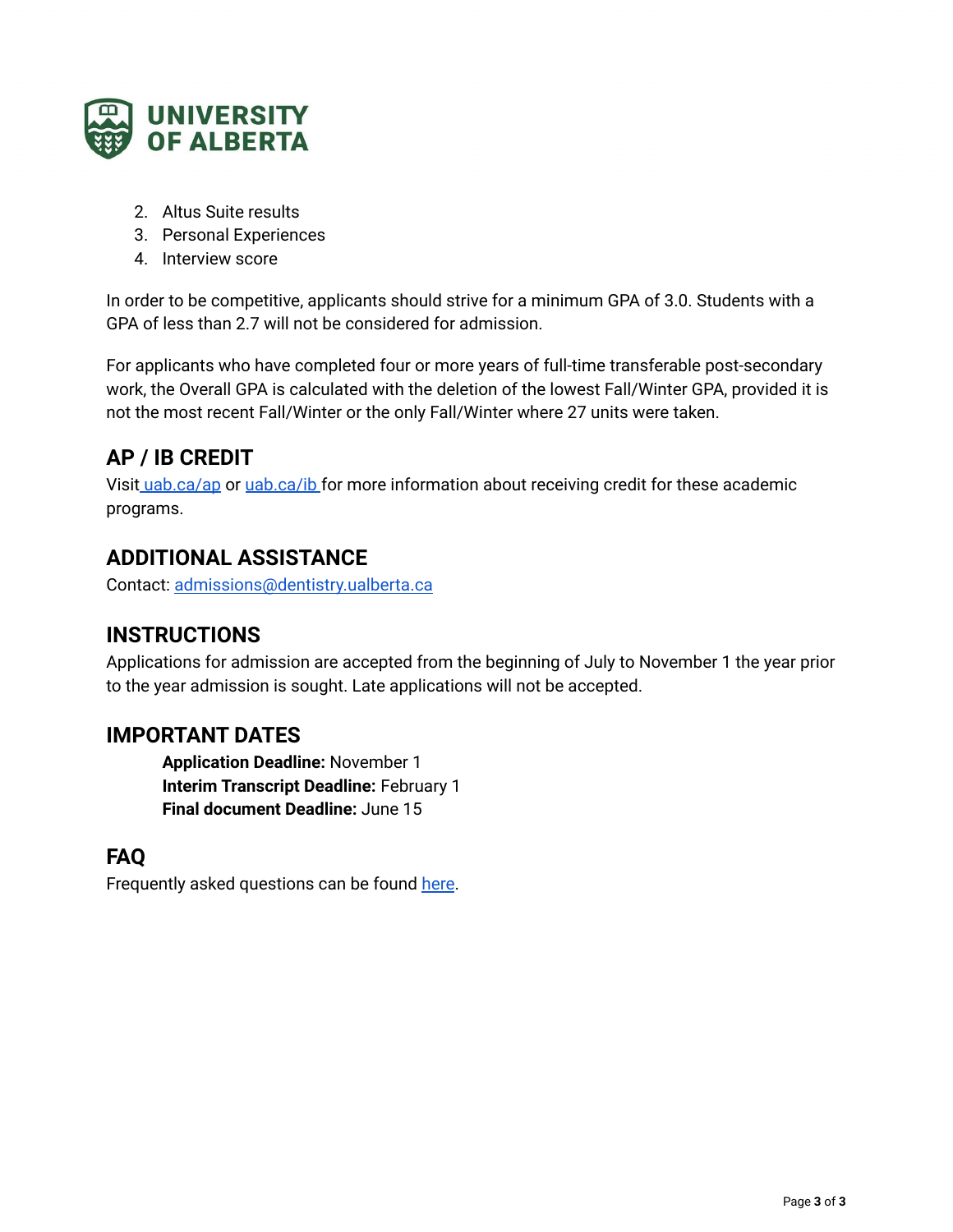2. Altus Suite results
3. Personal Experiences
4. Interview score

In order to be competitive, applicants should strive for a minimum GPA of 3.0. Students with a GPA of less than 2.7 will not be considered for admission.

For applicants who have completed four or more years of full-time transferable post-secondary work, the Overall GPA is calculated with the deletion of the lowest Fall/Winter GPA, provided it is not the most recent Fall/Winter or the only Fall/Winter where 27 units were taken.

## AP / IB CREDIT

Visit uab.ca/ap or uab.ca/ib for more information about receiving credit for these academic programs.

## ADDITIONAL ASSISTANCE

Contact: admissions@dentistry.ualberta.ca

## INSTRUCTIONS

Applications for admission are accepted from the beginning of July to November 1 the year prior to the year admission is sought. Late applications will not be accepted.

## IMPORTANT DATES

**Application Deadline:** November 1
**Interim Transcript Deadline:** February 1
**Final document Deadline:** June 15

## FAQ

Frequently asked questions can be found here.